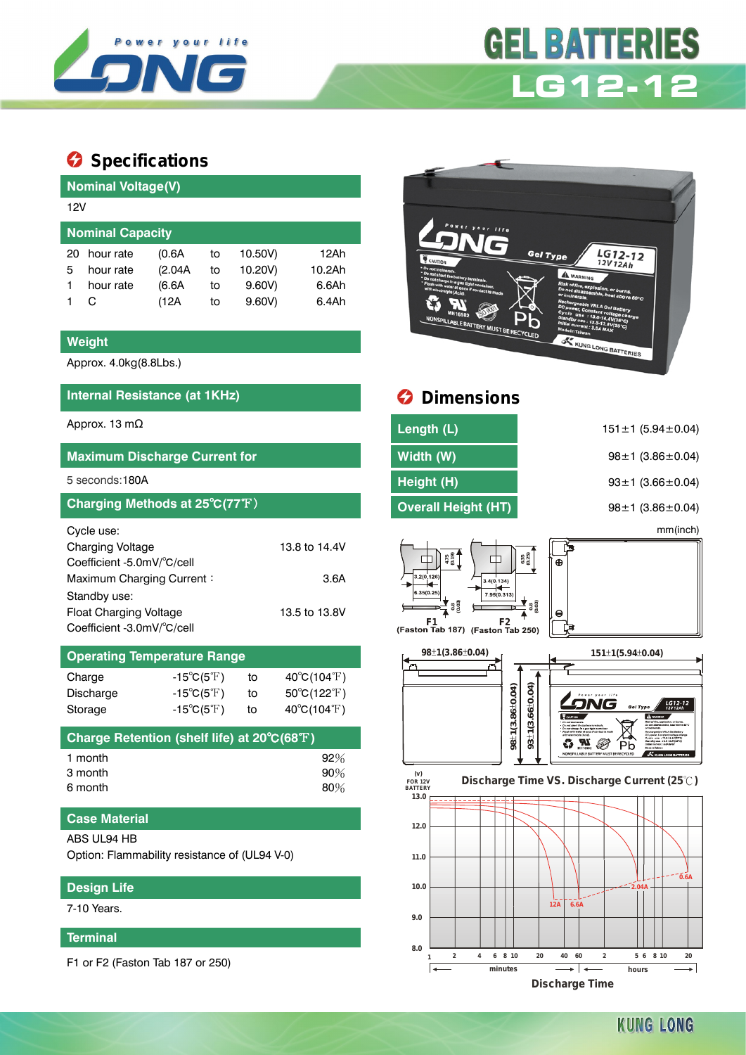# GEL BATTERIES
## LG12-12

Power your life
LONG

## Specifications

### Nominal Voltage(V)

12V

### Nominal Capacity

| | | | | | |
|---|---|---|---|---|---|
| 20 | hour rate | (0.6A | to | 10.50V) | 12Ah |
| 5 | hour rate | (2.04A | to | 10.20V) | 10.2Ah |
| 1 | hour rate | (6.6A | to | 9.60V) | 6.6Ah |
| 1 | C | (12A | to | 9.60V) | 6.4Ah |

### Weight

Approx. 4.0kg(8.8Lbs.)

### Internal Resistance (at 1KHz)

Approx. 13 mΩ

### Maximum Discharge Current for

5 seconds:180A

### Charging Methods at 25℃(77℉)

Cycle use:
Charging Voltage 13.8 to 14.4V
Coefficient -5.0mV/℃/cell
Maximum Charging Current : 3.6A
Standby use:
Float Charging Voltage 13.5 to 13.8V
Coefficient -3.0mV/℃/cell

### Operating Temperature Range

| | | | |
|---|---|---|---|
| Charge | -15℃(5℉) | to | 40℃(104℉) |
| Discharge | -15℃(5℉) | to | 50℃(122℉) |
| Storage | -15℃(5℉) | to | 40℃(104℉) |

### Charge Retention (shelf life) at 20℃(68℉)

| | |
|---|---|
| 1 month | 92% |
| 3 month | 90% |
| 6 month | 80% |

### Case Material

ABS UL94 HB
Option: Flammability resistance of (UL94 V-0)

### Design Life

7-10 Years.

### Terminal

F1 or F2 (Faston Tab 187 or 250)

## Dimensions

| | |
|---|---|
| Length (L) | 151±1 (5.94±0.04) |
| Width (W) | 98±1 (3.86±0.04) |
| Height (H) | 93±1 (3.66±0.04) |
| Overall Height (HT) | 98±1 (3.86±0.04) |

mm(inch)

F1 (Faston Tab 187)
3.2(0.126)
6.35(0.25)
4.75(0.19)
0.8(0.03)

F2 (Faston Tab 250)
3.4(0.134)
7.95(0.313)
6.35(0.25)
0.8(0.03)

98±1(3.86±0.04)
151±1(5.94±0.04)
98±1(3.86±0.04)
93±1(3.66±0.04)

Discharge Time VS. Discharge Current (25℃)

(v) FOR 12V BATTERY
13.0
12.0
11.0
10.0
9.0
8.0
0.6A
2.04A
12A
6.6A
1 2 4 6 8 10 20 40 60 2 5 6 8 10 20
minutes
hours
Discharge Time

KUNG LONG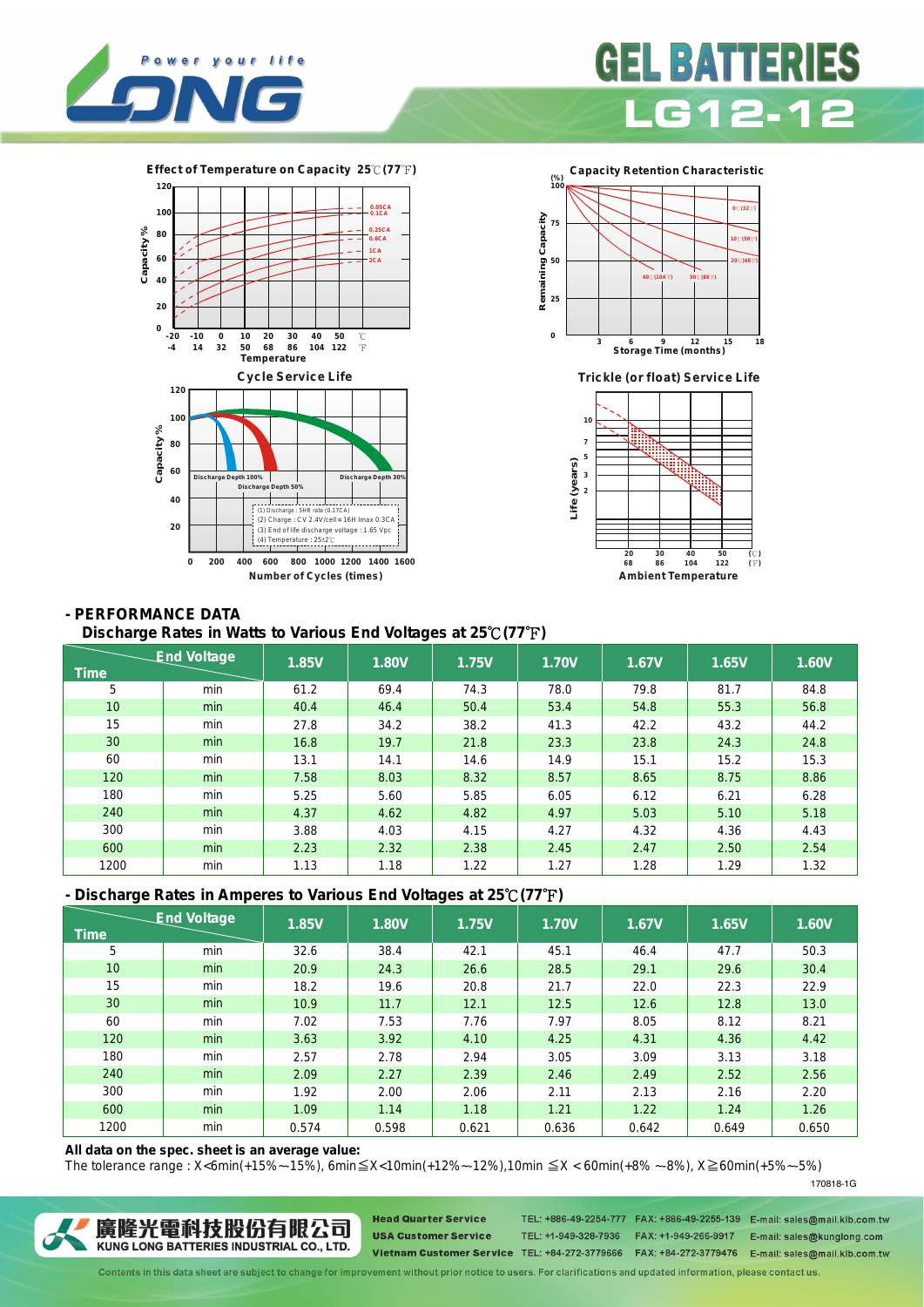Power your life

LONG

# GEL BATTERIES

## LG12-12

Effect of Temperature on Capacity 25℃(77℉)

120
100
80
60
40
20
0
Capacity %
-20 -10 0 10 20 30 40 50 ℃
-4 14 32 50 68 86 104 122 ℉
Temperature
0.05CA
0.1CA
0.25CA
0.6CA
1CA
2CA

Capacity Retention Characteristic

(%)
100
75
50
25
0
Remaining Capacity
3 6 9 12 15 18
Storage Time (months)
0℃(32℉)
10℃(50℉)
20℃(68℉)
40℃(104℉)
30℃(86℉)

Cycle Service Life

120
100
80
60
40
20
Capacity %
0 200 400 600 800 1000 1200 1400 1600
Number of Cycles (times)
Discharge Depth 100%
Discharge Depth 50%
Discharge Depth 30%
(1) Discharge : 5HR rate (0.17CA)
(2) Charge : CV 2.4V/cell＊16H Imax 0.3CA
(3) End of life discharge voltage : 1.65 Vpc
(4) Temperature : 25±2℃

Trickle (or float) Service Life

10
7
5
3
2
Life (years)
20 30 40 50 (℃)
68 86 104 122 (℉)
Ambient Temperature

## - PERFORMANCE DATA

### Discharge Rates in Watts to Various End Voltages at 25℃(77℉)

| Time | | 1.85V | 1.80V | 1.75V | 1.70V | 1.67V | 1.65V | 1.60V |
|---|---|---|---|---|---|---|---|---|
| 5 | min | 61.2 | 69.4 | 74.3 | 78.0 | 79.8 | 81.7 | 84.8 |
| 10 | min | 40.4 | 46.4 | 50.4 | 53.4 | 54.8 | 55.3 | 56.8 |
| 15 | min | 27.8 | 34.2 | 38.2 | 41.3 | 42.2 | 43.2 | 44.2 |
| 30 | min | 16.8 | 19.7 | 21.8 | 23.3 | 23.8 | 24.3 | 24.8 |
| 60 | min | 13.1 | 14.1 | 14.6 | 14.9 | 15.1 | 15.2 | 15.3 |
| 120 | min | 7.58 | 8.03 | 8.32 | 8.57 | 8.65 | 8.75 | 8.86 |
| 180 | min | 5.25 | 5.60 | 5.85 | 6.05 | 6.12 | 6.21 | 6.28 |
| 240 | min | 4.37 | 4.62 | 4.82 | 4.97 | 5.03 | 5.10 | 5.18 |
| 300 | min | 3.88 | 4.03 | 4.15 | 4.27 | 4.32 | 4.36 | 4.43 |
| 600 | min | 2.23 | 2.32 | 2.38 | 2.45 | 2.47 | 2.50 | 2.54 |
| 1200 | min | 1.13 | 1.18 | 1.22 | 1.27 | 1.28 | 1.29 | 1.32 |

### - Discharge Rates in Amperes to Various End Voltages at 25℃(77℉)

| Time | | 1.85V | 1.80V | 1.75V | 1.70V | 1.67V | 1.65V | 1.60V |
|---|---|---|---|---|---|---|---|---|
| 5 | min | 32.6 | 38.4 | 42.1 | 45.1 | 46.4 | 47.7 | 50.3 |
| 10 | min | 20.9 | 24.3 | 26.6 | 28.5 | 29.1 | 29.6 | 30.4 |
| 15 | min | 18.2 | 19.6 | 20.8 | 21.7 | 22.0 | 22.3 | 22.9 |
| 30 | min | 10.9 | 11.7 | 12.1 | 12.5 | 12.6 | 12.8 | 13.0 |
| 60 | min | 7.02 | 7.53 | 7.76 | 7.97 | 8.05 | 8.12 | 8.21 |
| 120 | min | 3.63 | 3.92 | 4.10 | 4.25 | 4.31 | 4.36 | 4.42 |
| 180 | min | 2.57 | 2.78 | 2.94 | 3.05 | 3.09 | 3.13 | 3.18 |
| 240 | min | 2.09 | 2.27 | 2.39 | 2.46 | 2.49 | 2.52 | 2.56 |
| 300 | min | 1.92 | 2.00 | 2.06 | 2.11 | 2.13 | 2.16 | 2.20 |
| 600 | min | 1.09 | 1.14 | 1.18 | 1.21 | 1.22 | 1.24 | 1.26 |
| 1200 | min | 0.574 | 0.598 | 0.621 | 0.636 | 0.642 | 0.649 | 0.650 |

**All data on the spec. sheet is an average value:**
The tolerance range : X<6min(+15%～15%), 6min≦X<10min(+12%～12%),10min ≦X ＜60min(+8% ～8%), X≧60min(+5%～5%)

170818-1G

廣隆光電科技股份有限公司
KUNG LONG BATTERIES INDUSTRIAL CO., LTD.

| | | | |
|---|---|---|---|
| Head Quarter Service | TEL: +886-49-2254-777 | FAX: +886-49-2255-139 | E-mail: sales@mail.klb.com.tw |
| USA Customer Service | TEL: +1-949-328-7936 | FAX: +1-949-266-9917 | E-mail: sales@kunglong.com |
| Vietnam Customer Service | TEL: +84-272-3779666 | FAX: +84-272-3779476 | E-mail: sales@mail.klb.com.tw |

Contents in this data sheet are subject to change for improvement without prior notice to users. For clarifications and updated information, please contact us.